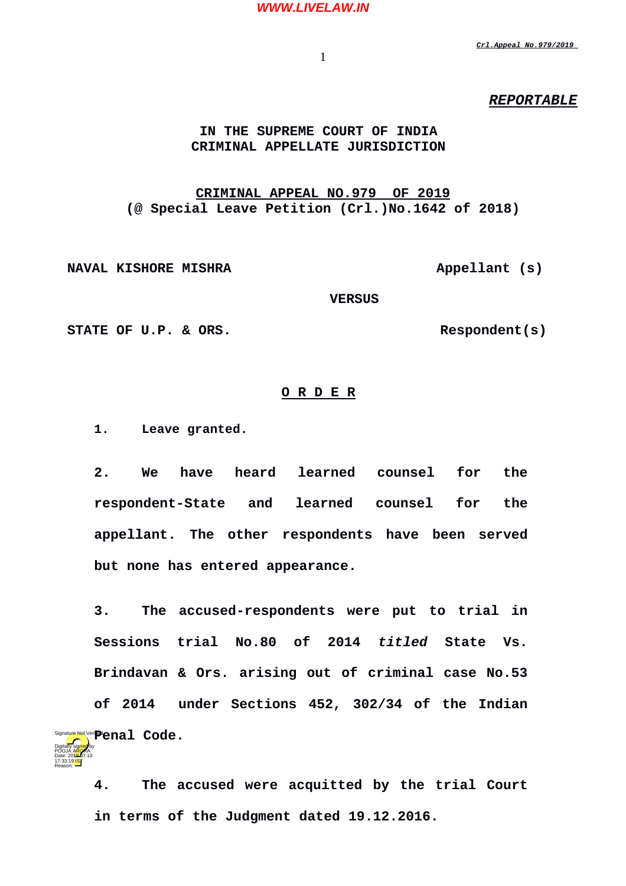**REPORTABLE**

**IN THE SUPREME COURT OF INDIA**
**CRIMINAL APPELLATE JURISDICTION**

**CRIMINAL APPEAL NO.979 OF 2019**
**(@ Special Leave Petition (Crl.)No.1642 of 2018)**

**NAVAL KISHORE MISHRA** Appellant (s)

**VERSUS**

**STATE OF U.P. & ORS.** Respondent(s)

**O R D E R**

1. Leave granted.

2. We have heard learned counsel for the respondent-State and learned counsel for the appellant. The other respondents have been served but none has entered appearance.

3. The accused-respondents were put to trial in Sessions trial No.80 of 2014 *titled* State Vs. Brindavan & Ors. arising out of criminal case No.53 of 2014 under Sections 452, 302/34 of the Indian Penal Code.

4. The accused were acquitted by the trial Court in terms of the Judgment dated 19.12.2016.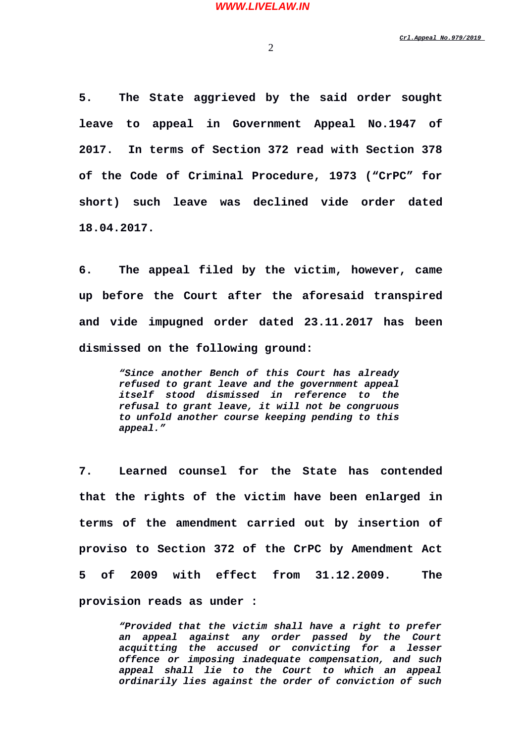**5. The State aggrieved by the said order sought leave to appeal in Government Appeal No.1947 of 2017. In terms of Section 372 read with Section 378 of the Code of Criminal Procedure, 1973 ("CrPC" for short) such leave was declined vide order dated 18.04.2017.**

**6. The appeal filed by the victim, however, came up before the Court after the aforesaid transpired and vide impugned order dated 23.11.2017 has been dismissed on the following ground:**

> ***"Since another Bench of this Court has already refused to grant leave and the government appeal itself stood dismissed in reference to the refusal to grant leave, it will not be congruous to unfold another course keeping pending to this appeal."***

**7. Learned counsel for the State has contended that the rights of the victim have been enlarged in terms of the amendment carried out by insertion of proviso to Section 372 of the CrPC by Amendment Act 5 of 2009 with effect from 31.12.2009. The provision reads as under :**

> ***"Provided that the victim shall have a right to prefer an appeal against any order passed by the Court acquitting the accused or convicting for a lesser offence or imposing inadequate compensation, and such appeal shall lie to the Court to which an appeal ordinarily lies against the order of conviction of such***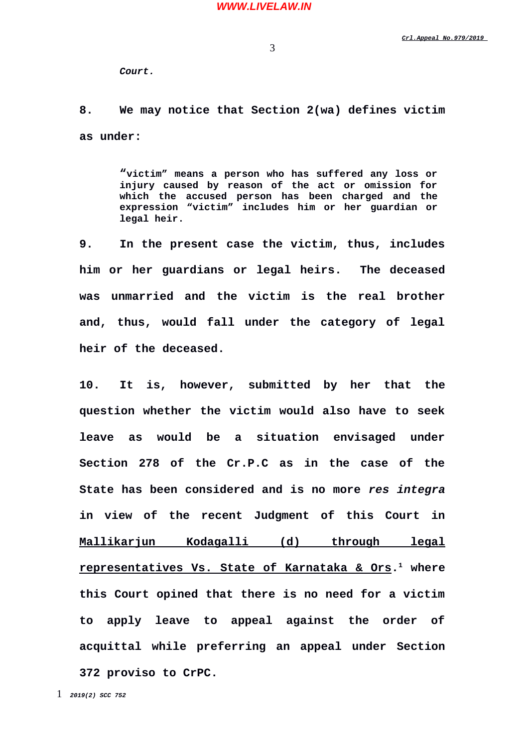*Court.*

**8. We may notice that Section 2(wa) defines victim as under:**

> **"victim" means a person who has suffered any loss or injury caused by reason of the act or omission for which the accused person has been charged and the expression "victim" includes him or her guardian or legal heir.**

**9. In the present case the victim, thus, includes him or her guardians or legal heirs. The deceased was unmarried and the victim is the real brother and, thus, would fall under the category of legal heir of the deceased.**

**10. It is, however, submitted by her that the question whether the victim would also have to seek leave as would be a situation envisaged under Section 278 of the Cr.P.C as in the case of the State has been considered and is no more *res integra* in view of the recent Judgment of this Court in <u>Mallikarjun Kodagalli (d) through legal representatives Vs. State of Karnataka & Ors</u>.[1] where this Court opined that there is no need for a victim to apply leave to appeal against the order of acquittal while preferring an appeal under Section 372 proviso to CrPC.**

1 ***2019(2) SCC 752***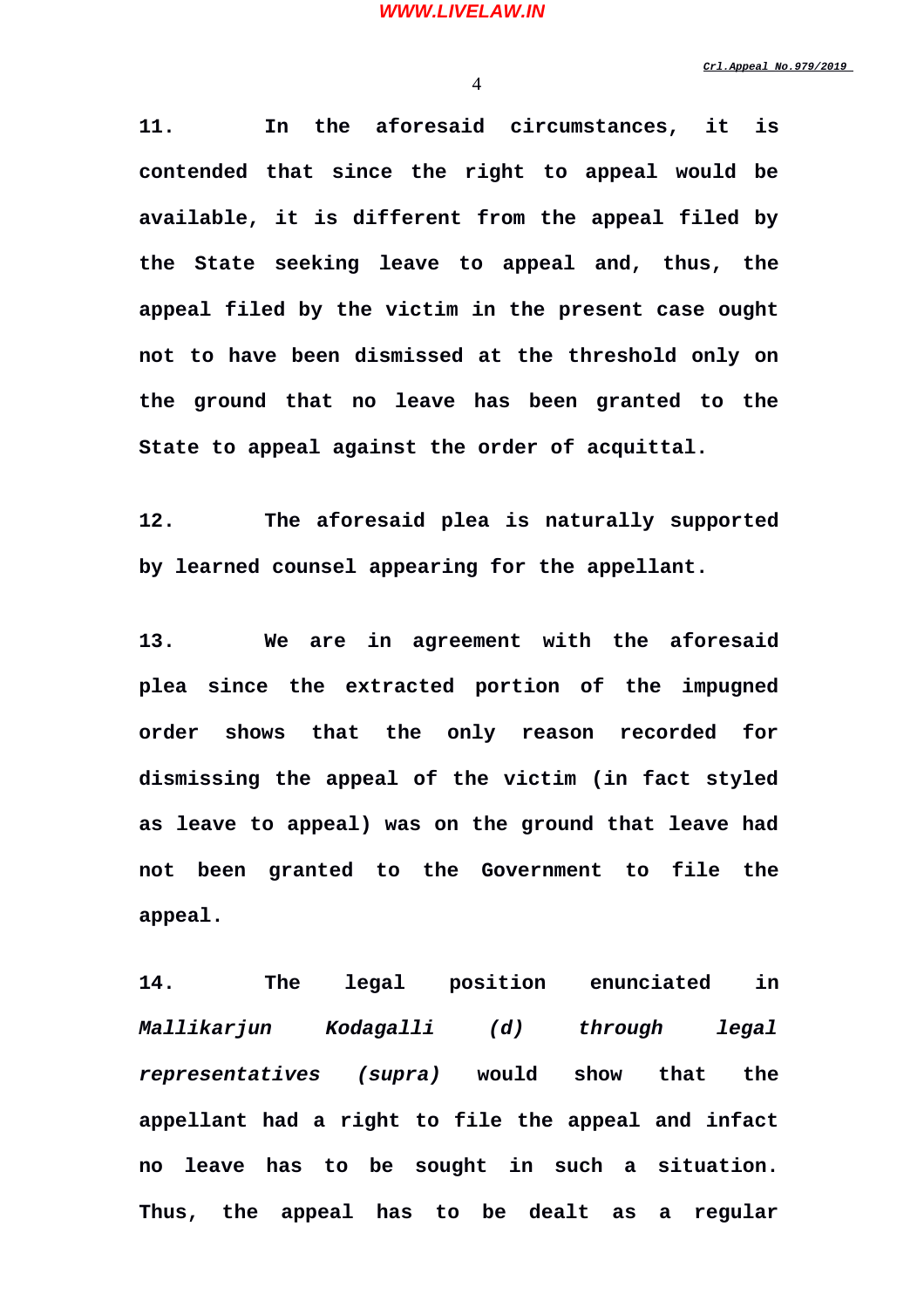**11.** In the aforesaid circumstances, it is contended that since the right to appeal would be available, it is different from the appeal filed by the State seeking leave to appeal and, thus, the appeal filed by the victim in the present case ought not to have been dismissed at the threshold only on the ground that no leave has been granted to the State to appeal against the order of acquittal.

**12.** The aforesaid plea is naturally supported by learned counsel appearing for the appellant.

**13.** We are in agreement with the aforesaid plea since the extracted portion of the impugned order shows that the only reason recorded for dismissing the appeal of the victim (in fact styled as leave to appeal) was on the ground that leave had not been granted to the Government to file the appeal.

**14.** The legal position enunciated in ***Mallikarjun Kodagalli (d) through legal representatives (supra)*** would show that the appellant had a right to file the appeal and infact no leave has to be sought in such a situation. Thus, the appeal has to be dealt as a regular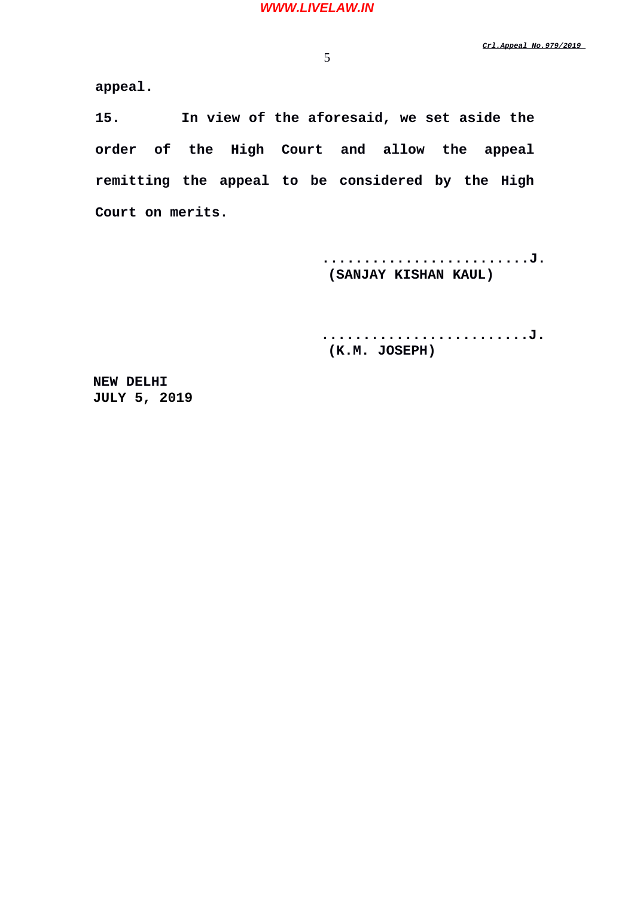**appeal.**

**15. In view of the aforesaid, we set aside the order of the High Court and allow the appeal remitting the appeal to be considered by the High Court on merits.**

**..........................J.**
**(SANJAY KISHAN KAUL)**

**..........................J.**
**(K.M. JOSEPH)**

**NEW DELHI**
**JULY 5, 2019**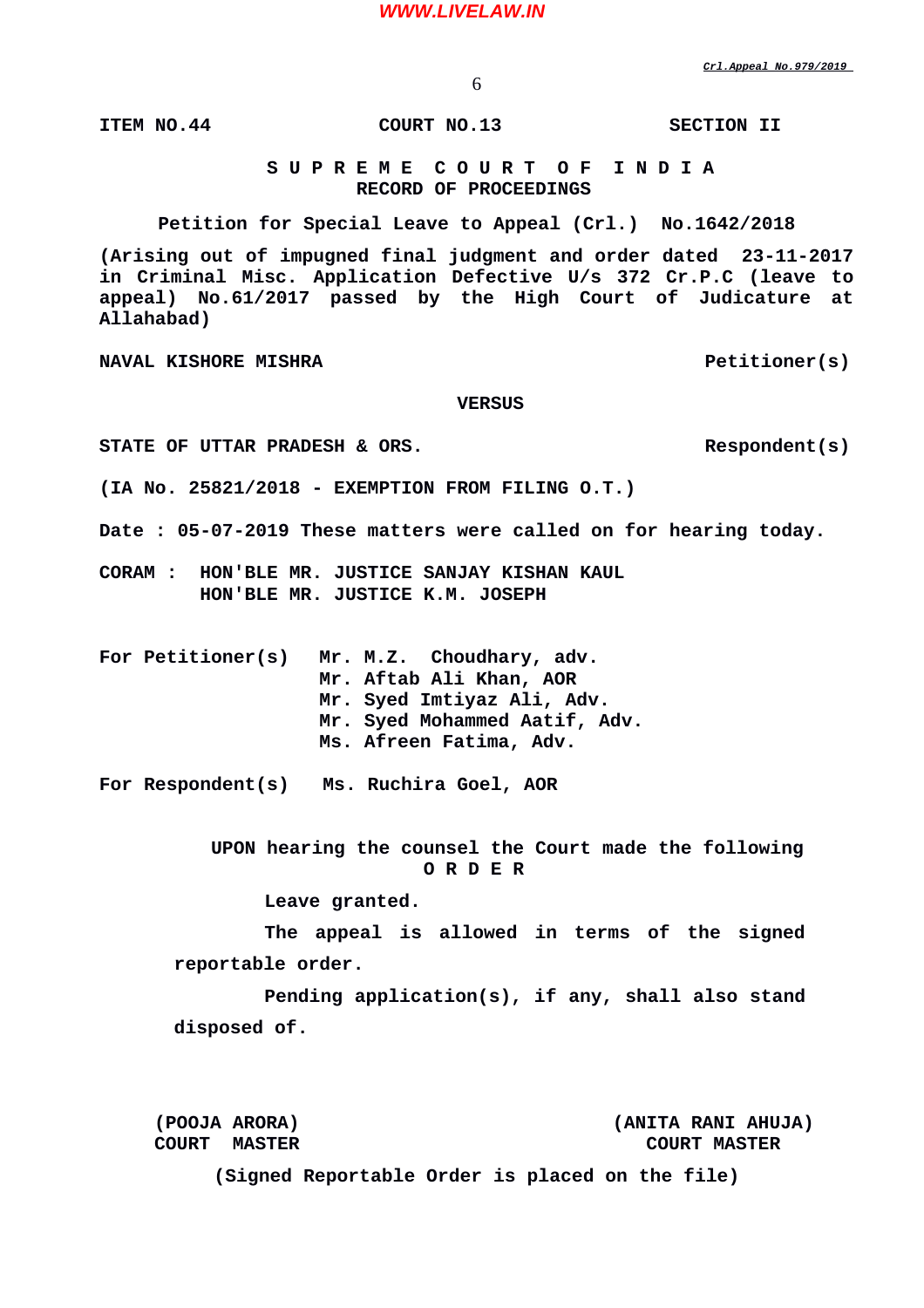ITEM NO.44 COURT NO.13 SECTION II

**S U P R E M E C O U R T O F I N D I A**
**RECORD OF PROCEEDINGS**

**Petition for Special Leave to Appeal (Crl.) No.1642/2018**

**(Arising out of impugned final judgment and order dated 23-11-2017 in Criminal Misc. Application Defective U/s 372 Cr.P.C (leave to appeal) No.61/2017 passed by the High Court of Judicature at Allahabad)**

**NAVAL KISHORE MISHRA** Petitioner(s)

**VERSUS**

**STATE OF UTTAR PRADESH & ORS.** Respondent(s)

**(IA No. 25821/2018 - EXEMPTION FROM FILING O.T.)**

**Date : 05-07-2019 These matters were called on for hearing today.**

**CORAM : HON'BLE MR. JUSTICE SANJAY KISHAN KAUL**
**HON'BLE MR. JUSTICE K.M. JOSEPH**

For Petitioner(s) Mr. M.Z. Choudhary, adv.
Mr. Aftab Ali Khan, AOR
Mr. Syed Imtiyaz Ali, Adv.
Mr. Syed Mohammed Aatif, Adv.
Ms. Afreen Fatima, Adv.

For Respondent(s) Ms. Ruchira Goel, AOR

UPON hearing the counsel the Court made the following

**O R D E R**

Leave granted.

The appeal is allowed in terms of the signed reportable order.

Pending application(s), if any, shall also stand disposed of.

(POOJA ARORA) (ANITA RANI AHUJA)
COURT MASTER COURT MASTER

(Signed Reportable Order is placed on the file)